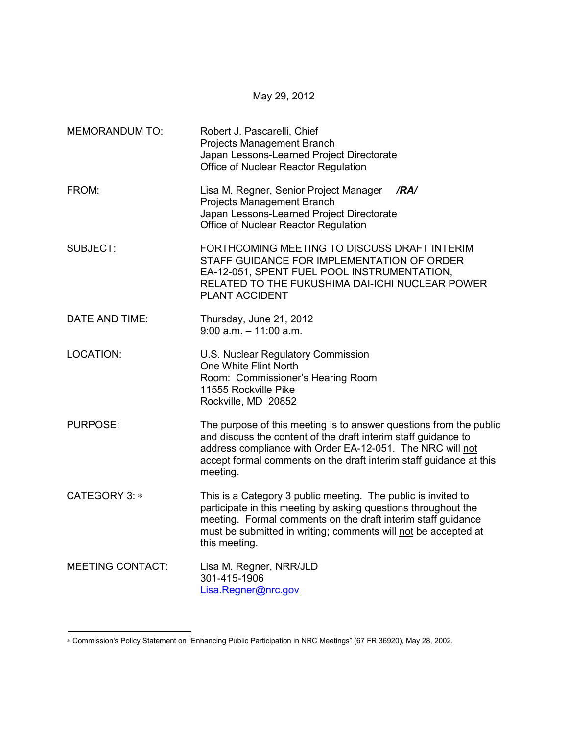May 29, 2012

| | |
|---|---|
| MEMORANDUM TO: | Robert J. Pascarelli, Chief<br>Projects Management Branch<br>Japan Lessons-Learned Project Directorate<br>Office of Nuclear Reactor Regulation |
| FROM: | Lisa M. Regner, Senior Project Manager ***/RA/***<br>Projects Management Branch<br>Japan Lessons-Learned Project Directorate<br>Office of Nuclear Reactor Regulation |
| SUBJECT: | FORTHCOMING MEETING TO DISCUSS DRAFT INTERIM STAFF GUIDANCE FOR IMPLEMENTATION OF ORDER EA-12-051, SPENT FUEL POOL INSTRUMENTATION, RELATED TO THE FUKUSHIMA DAI-ICHI NUCLEAR POWER PLANT ACCIDENT |
| DATE AND TIME: | Thursday, June 21, 2012<br>9:00 a.m. – 11:00 a.m. |
| LOCATION: | U.S. Nuclear Regulatory Commission<br>One White Flint North<br>Room: Commissioner's Hearing Room<br>11555 Rockville Pike<br>Rockville, MD 20852 |
| PURPOSE: | The purpose of this meeting is to answer questions from the public and discuss the content of the draft interim staff guidance to address compliance with Order EA-12-051. The NRC will <u>not</u> accept formal comments on the draft interim staff guidance at this meeting. |
| CATEGORY 3: * | This is a Category 3 public meeting. The public is invited to participate in this meeting by asking questions throughout the meeting. Formal comments on the draft interim staff guidance must be submitted in writing; comments will <u>not</u> be accepted at this meeting. |
| MEETING CONTACT: | Lisa M. Regner, NRR/JLD<br>301-415-1906<br>Lisa.Regner@nrc.gov |

---

* Commission's Policy Statement on "Enhancing Public Participation in NRC Meetings" (67 FR 36920), May 28, 2002.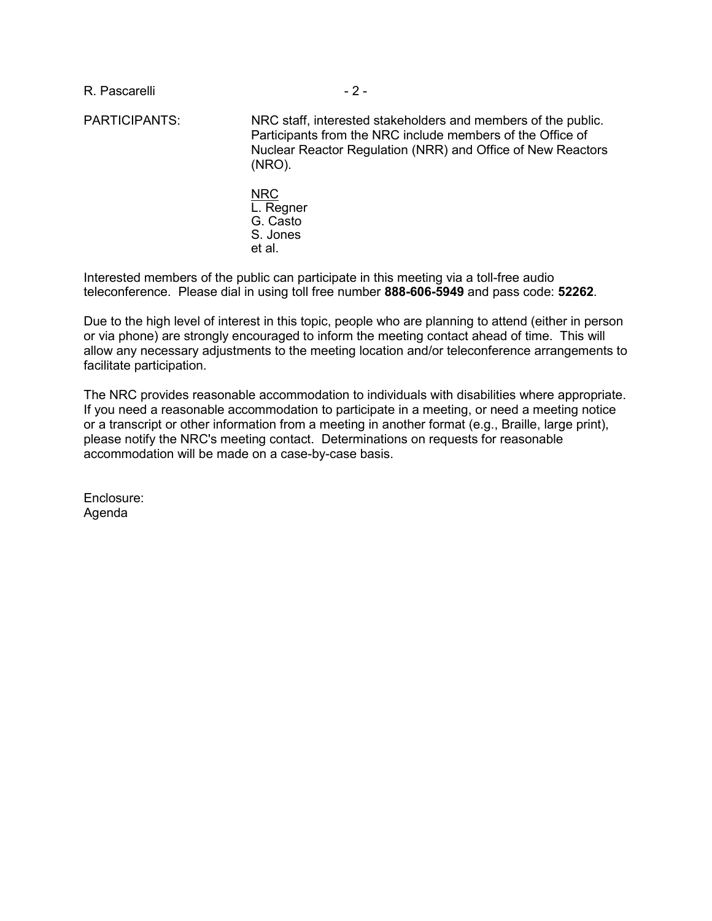PARTICIPANTS: NRC staff, interested stakeholders and members of the public. Participants from the NRC include members of the Office of Nuclear Reactor Regulation (NRR) and Office of New Reactors (NRO).

NRC
L. Regner
G. Casto
S. Jones
et al.

Interested members of the public can participate in this meeting via a toll-free audio teleconference. Please dial in using toll free number **888-606-5949** and pass code: **52262**.

Due to the high level of interest in this topic, people who are planning to attend (either in person or via phone) are strongly encouraged to inform the meeting contact ahead of time. This will allow any necessary adjustments to the meeting location and/or teleconference arrangements to facilitate participation.

The NRC provides reasonable accommodation to individuals with disabilities where appropriate. If you need a reasonable accommodation to participate in a meeting, or need a meeting notice or a transcript or other information from a meeting in another format (e.g., Braille, large print), please notify the NRC's meeting contact. Determinations on requests for reasonable accommodation will be made on a case-by-case basis.

Enclosure:
Agenda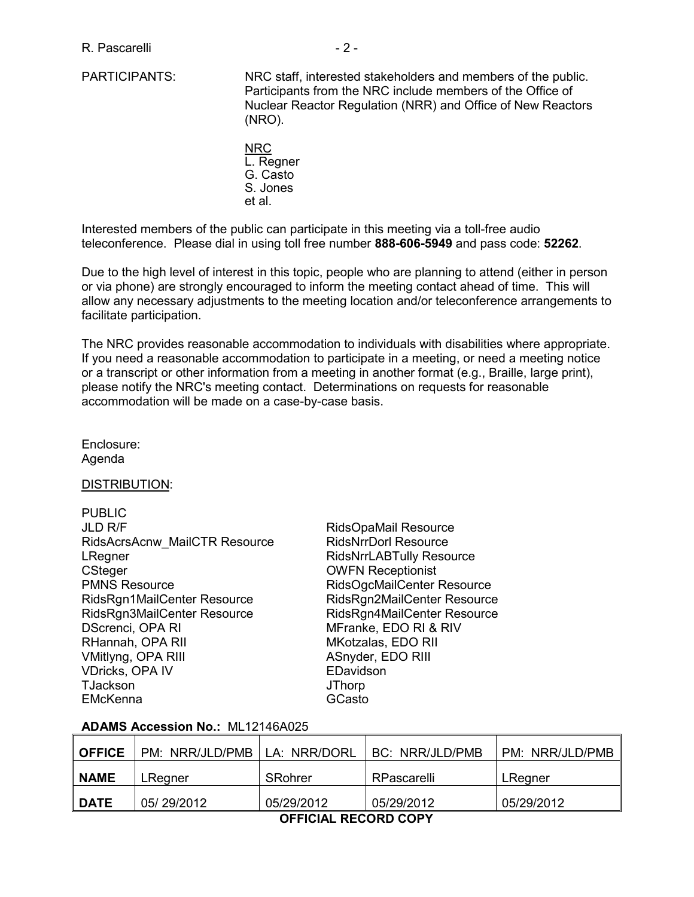PARTICIPANTS: NRC staff, interested stakeholders and members of the public. Participants from the NRC include members of the Office of Nuclear Reactor Regulation (NRR) and Office of New Reactors (NRO).

NRC
L. Regner
G. Casto
S. Jones
et al.

Interested members of the public can participate in this meeting via a toll-free audio teleconference. Please dial in using toll free number **888-606-5949** and pass code: **52262**.

Due to the high level of interest in this topic, people who are planning to attend (either in person or via phone) are strongly encouraged to inform the meeting contact ahead of time. This will allow any necessary adjustments to the meeting location and/or teleconference arrangements to facilitate participation.

The NRC provides reasonable accommodation to individuals with disabilities where appropriate. If you need a reasonable accommodation to participate in a meeting, or need a meeting notice or a transcript or other information from a meeting in another format (e.g., Braille, large print), please notify the NRC's meeting contact. Determinations on requests for reasonable accommodation will be made on a case-by-case basis.

Enclosure:
Agenda

DISTRIBUTION:

PUBLIC
JLD R/F
RidsAcrsAcnw_MailCTR Resource
LRegner
CSteger
PMNS Resource
RidsRgn1MailCenter Resource
RidsRgn3MailCenter Resource
DScrenci, OPA RI
RHannah, OPA RII
VMitlyng, OPA RIII
VDricks, OPA IV
TJackson
EMcKenna
RidsOpaMail Resource
RidsNrrDorl Resource
RidsNrrLABTully Resource
OWFN Receptionist
RidsOgcMailCenter Resource
RidsRgn2MailCenter Resource
RidsRgn4MailCenter Resource
MFranke, EDO RI & RIV
MKotzalas, EDO RII
ASnyder, EDO RIII
EDavidson
JThorp
GCasto

**ADAMS Accession No.:** ML12146A025

| OFFICE | PM: NRR/JLD/PMB | LA: NRR/DORL | BC: NRR/JLD/PMB | PM: NRR/JLD/PMB |
|---|---|---|---|---|
| NAME | LRegner | SRohrer | RPascarelli | LRegner |
| DATE | 05/ 29/2012 | 05/29/2012 | 05/29/2012 | 05/29/2012 |

**OFFICIAL RECORD COPY**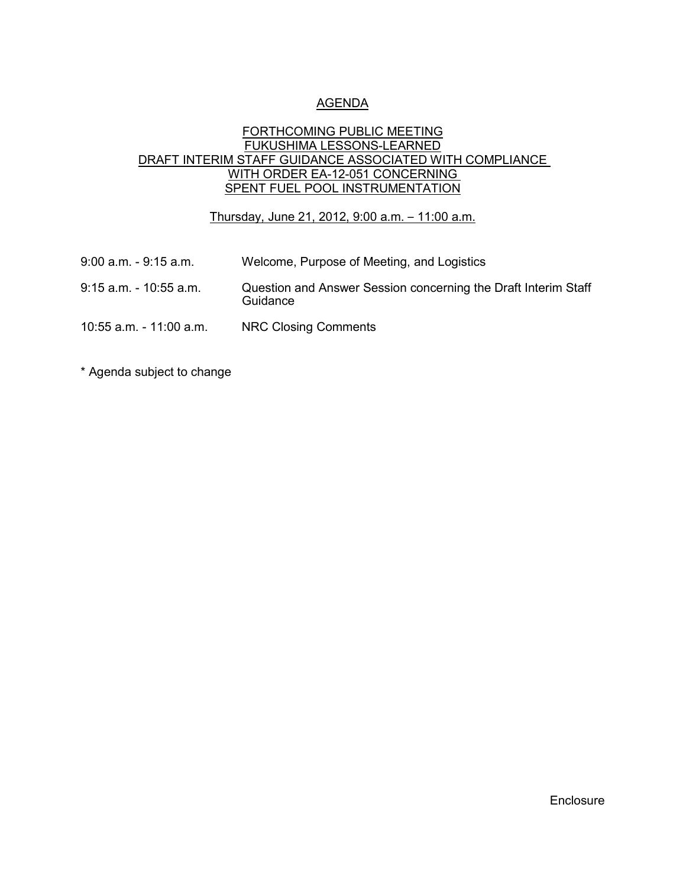# AGENDA

## FORTHCOMING PUBLIC MEETING
## FUKUSHIMA LESSONS-LEARNED
## DRAFT INTERIM STAFF GUIDANCE ASSOCIATED WITH COMPLIANCE WITH ORDER EA-12-051 CONCERNING SPENT FUEL POOL INSTRUMENTATION

Thursday, June 21, 2012, 9:00 a.m. – 11:00 a.m.

| | |
|---|---|
| 9:00 a.m. - 9:15 a.m. | Welcome, Purpose of Meeting, and Logistics |
| 9:15 a.m. - 10:55 a.m. | Question and Answer Session concerning the Draft Interim Staff Guidance |
| 10:55 a.m. - 11:00 a.m. | NRC Closing Comments |

* Agenda subject to change

Enclosure